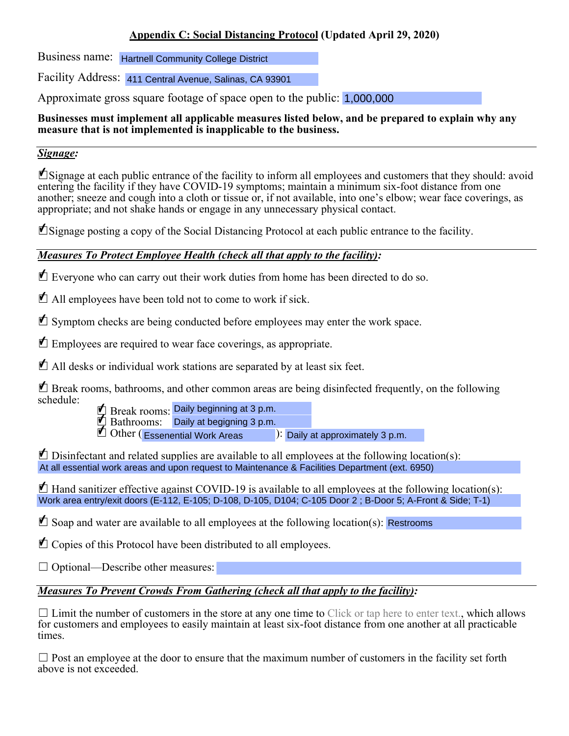## **Appendix C: Social Distancing Protocol** (Updated April 29, 2020)

Business name: Hartnell Community College District

Facility Address: 411 Central Avenue, Salinas, CA 93901

Approximate gross square footage of space open to the public: 1,000,000

**Businesses must implement all applicable measures listed below, and be prepared to explain why any measure that is not implemented is inapplicable to the business.**

### ***Signage:***

☑ Signage at each public entrance of the facility to inform all employees and customers that they should: avoid entering the facility if they have COVID-19 symptoms; maintain a minimum six-foot distance from one another; sneeze and cough into a cloth or tissue or, if not available, into one's elbow; wear face coverings, as appropriate; and not shake hands or engage in any unnecessary physical contact.

☑ Signage posting a copy of the Social Distancing Protocol at each public entrance to the facility.

### ***Measures To Protect Employee Health (check all that apply to the facility):***

☑ Everyone who can carry out their work duties from home has been directed to do so.

☑ All employees have been told not to come to work if sick.

☑ Symptom checks are being conducted before employees may enter the work space.

☑ Employees are required to wear face coverings, as appropriate.

☑ All desks or individual work stations are separated by at least six feet.

☑ Break rooms, bathrooms, and other common areas are being disinfected frequently, on the following schedule:

- ☑ Break rooms: Daily beginning at 3 p.m.
- ☑ Bathrooms: Daily at begiging 3 p.m.
- ☑ Other (Essenential Work Areas): Daily at approximately 3 p.m.

☑ Disinfectant and related supplies are available to all employees at the following location(s): At all essential work areas and upon request to Maintenance & Facilities Department (ext. 6950)

☑ Hand sanitizer effective against COVID-19 is available to all employees at the following location(s): Work area entry/exit doors (E-112, E-105; D-108, D-105, D104; C-105 Door 2 ; B-Door 5; A-Front & Side; T-1)

☑ Soap and water are available to all employees at the following location(s): Restrooms

☑ Copies of this Protocol have been distributed to all employees.

☐ Optional—Describe other measures:

### ***Measures To Prevent Crowds From Gathering (check all that apply to the facility):***

☐ Limit the number of customers in the store at any one time to Click or tap here to enter text., which allows for customers and employees to easily maintain at least six-foot distance from one another at all practicable times.

☐ Post an employee at the door to ensure that the maximum number of customers in the facility set forth above is not exceeded.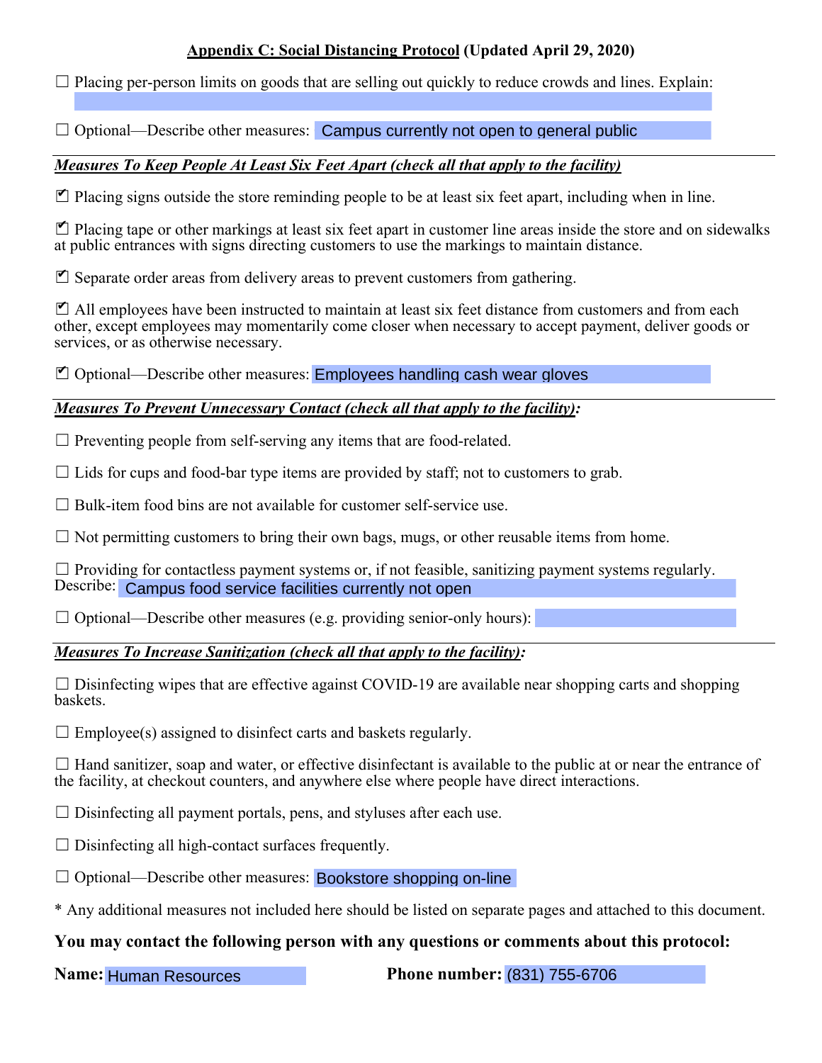**Appendix C: Social Distancing Protocol (Updated April 29, 2020)**

☐ Placing per-person limits on goods that are selling out quickly to reduce crowds and lines. Explain:

☐ Optional—Describe other measures: Campus currently not open to general public

***Measures To Keep People At Least Six Feet Apart (check all that apply to the facility)***

☑ Placing signs outside the store reminding people to be at least six feet apart, including when in line.

☑ Placing tape or other markings at least six feet apart in customer line areas inside the store and on sidewalks at public entrances with signs directing customers to use the markings to maintain distance.

☑ Separate order areas from delivery areas to prevent customers from gathering.

☑ All employees have been instructed to maintain at least six feet distance from customers and from each other, except employees may momentarily come closer when necessary to accept payment, deliver goods or services, or as otherwise necessary.

☑ Optional—Describe other measures: Employees handling cash wear gloves

***Measures To Prevent Unnecessary Contact (check all that apply to the facility):***

☐ Preventing people from self-serving any items that are food-related.

☐ Lids for cups and food-bar type items are provided by staff; not to customers to grab.

☐ Bulk-item food bins are not available for customer self-service use.

☐ Not permitting customers to bring their own bags, mugs, or other reusable items from home.

☐ Providing for contactless payment systems or, if not feasible, sanitizing payment systems regularly. Describe: Campus food service facilities currently not open

☐ Optional—Describe other measures (e.g. providing senior-only hours):

***Measures To Increase Sanitization (check all that apply to the facility):***

☐ Disinfecting wipes that are effective against COVID-19 are available near shopping carts and shopping baskets.

☐ Employee(s) assigned to disinfect carts and baskets regularly.

☐ Hand sanitizer, soap and water, or effective disinfectant is available to the public at or near the entrance of the facility, at checkout counters, and anywhere else where people have direct interactions.

☐ Disinfecting all payment portals, pens, and styluses after each use.

☐ Disinfecting all high-contact surfaces frequently.

☐ Optional—Describe other measures: Bookstore shopping on-line

* Any additional measures not included here should be listed on separate pages and attached to this document.

**You may contact the following person with any questions or comments about this protocol:**

**Name:** Human Resources **Phone number:** (831) 755-6706